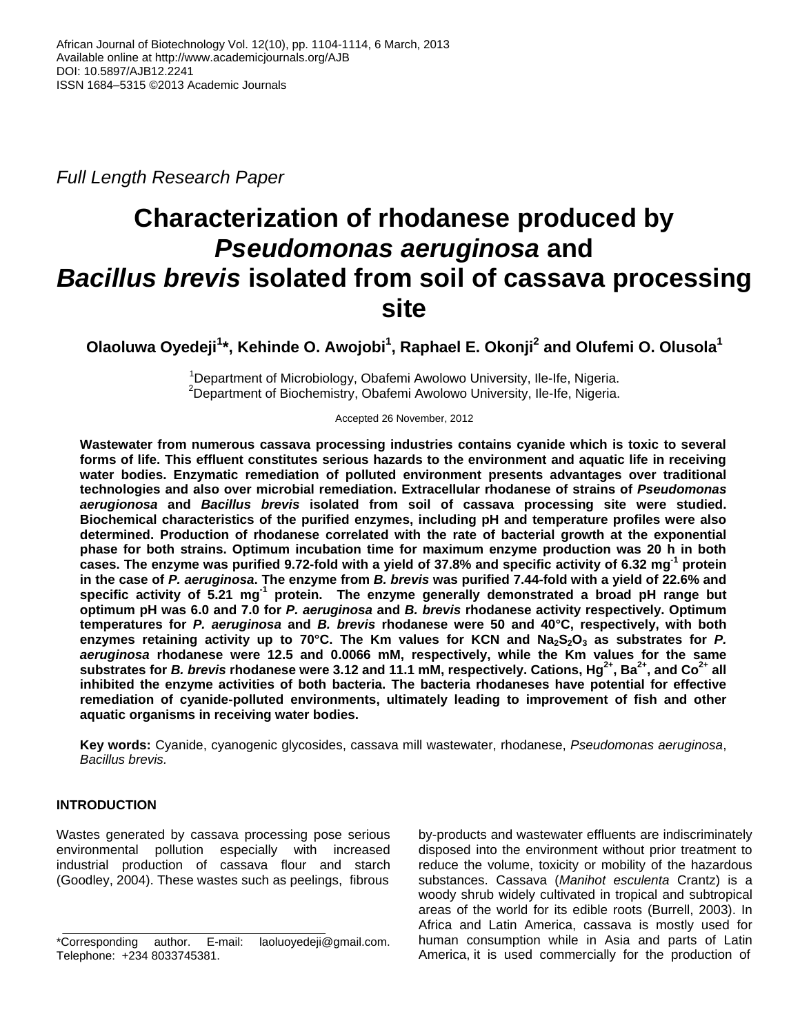Full Length Research Paper

# Characterization of rhodanese produced by *Pseudomonas aeruginosa* and *Bacillus brevis* isolated from soil of cassava processing site

**Olaoluwa Oyedeji[1]\*, Kehinde O. Awojobi[1], Raphael E. Okonji[2] and Olufemi O. Olusola[1]**

[1]Department of Microbiology, Obafemi Awolowo University, Ile-Ife, Nigeria.
[2]Department of Biochemistry, Obafemi Awolowo University, Ile-Ife, Nigeria.

Accepted 26 November, 2012

**Wastewater from numerous cassava processing industries contains cyanide which is toxic to several forms of life. This effluent constitutes serious hazards to the environment and aquatic life in receiving water bodies. Enzymatic remediation of polluted environment presents advantages over traditional technologies and also over microbial remediation. Extracellular rhodanese of strains of *Pseudomonas aerugionosa* and *Bacillus brevis* isolated from soil of cassava processing site were studied. Biochemical characteristics of the purified enzymes, including pH and temperature profiles were also determined. Production of rhodanese correlated with the rate of bacterial growth at the exponential phase for both strains. Optimum incubation time for maximum enzyme production was 20 h in both cases. The enzyme was purified 9.72-fold with a yield of 37.8% and specific activity of 6.32 $mg^{-1}$ protein in the case of *P. aeruginosa*. The enzyme from *B. brevis* was purified 7.44-fold with a yield of 22.6% and specific activity of 5.21 $mg^{-1}$ protein. The enzyme generally demonstrated a broad pH range but optimum pH was 6.0 and 7.0 for *P. aeruginosa* and *B. brevis* rhodanese activity respectively. Optimum temperatures for *P. aeruginosa* and *B. brevis* rhodanese were 50 and 40°C, respectively, with both enzymes retaining activity up to 70°C. The Km values for KCN and $Na_2S_2O_3$ as substrates for *P. aeruginosa* rhodanese were 12.5 and 0.0066 mM, respectively, while the Km values for the same substrates for *B. brevis* rhodanese were 3.12 and 11.1 mM, respectively. Cations, $Hg^{2+}$, $Ba^{2+}$, and $Co^{2+}$ all inhibited the enzyme activities of both bacteria. The bacteria rhodaneses have potential for effective remediation of cyanide-polluted environments, ultimately leading to improvement of fish and other aquatic organisms in receiving water bodies.**

**Key words:** Cyanide, cyanogenic glycosides, cassava mill wastewater, rhodanese, *Pseudomonas aeruginosa*, *Bacillus brevis.*

## INTRODUCTION

Wastes generated by cassava processing pose serious environmental pollution especially with increased industrial production of cassava flour and starch (Goodley, 2004). These wastes such as peelings, fibrous by-products and wastewater effluents are indiscriminately disposed into the environment without prior treatment to reduce the volume, toxicity or mobility of the hazardous substances. Cassava (*Manihot esculenta* Crantz) is a woody shrub widely cultivated in tropical and subtropical areas of the world for its edible roots (Burrell, 2003). In Africa and Latin America, cassava is mostly used for human consumption while in Asia and parts of Latin America, it is used commercially for the production of

\*Corresponding author. E-mail: laoluoyedeji@gmail.com. Telephone: +234 8033745381.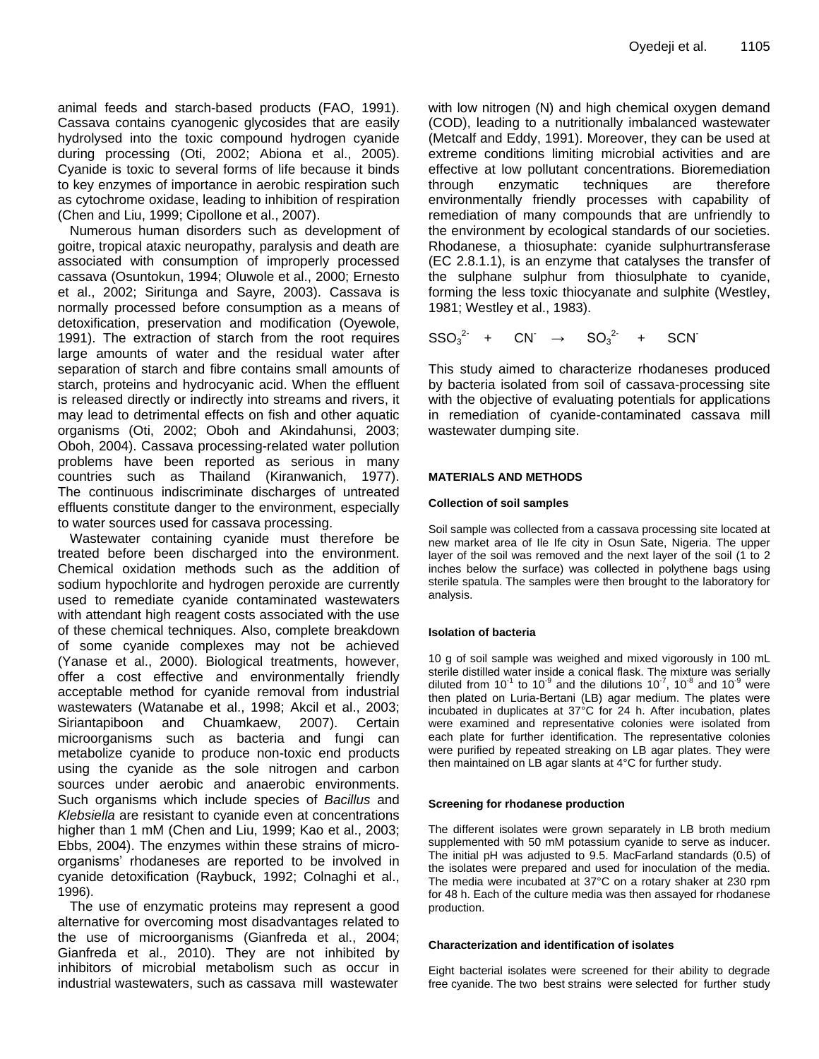animal feeds and starch-based products (FAO, 1991). Cassava contains cyanogenic glycosides that are easily hydrolysed into the toxic compound hydrogen cyanide during processing (Oti, 2002; Abiona et al., 2005). Cyanide is toxic to several forms of life because it binds to key enzymes of importance in aerobic respiration such as cytochrome oxidase, leading to inhibition of respiration (Chen and Liu, 1999; Cipollone et al., 2007).

Numerous human disorders such as development of goitre, tropical ataxic neuropathy, paralysis and death are associated with consumption of improperly processed cassava (Osuntokun, 1994; Oluwole et al., 2000; Ernesto et al., 2002; Siritunga and Sayre, 2003). Cassava is normally processed before consumption as a means of detoxification, preservation and modification (Oyewole, 1991). The extraction of starch from the root requires large amounts of water and the residual water after separation of starch and fibre contains small amounts of starch, proteins and hydrocyanic acid. When the effluent is released directly or indirectly into streams and rivers, it may lead to detrimental effects on fish and other aquatic organisms (Oti, 2002; Oboh and Akindahunsi, 2003; Oboh, 2004). Cassava processing-related water pollution problems have been reported as serious in many countries such as Thailand (Kiranwanich, 1977). The continuous indiscriminate discharges of untreated effluents constitute danger to the environment, especially to water sources used for cassava processing.

Wastewater containing cyanide must therefore be treated before been discharged into the environment. Chemical oxidation methods such as the addition of sodium hypochlorite and hydrogen peroxide are currently used to remediate cyanide contaminated wastewaters with attendant high reagent costs associated with the use of these chemical techniques. Also, complete breakdown of some cyanide complexes may not be achieved (Yanase et al., 2000). Biological treatments, however, offer a cost effective and environmentally friendly acceptable method for cyanide removal from industrial wastewaters (Watanabe et al., 1998; Akcil et al., 2003; Siriantapiboon and Chuamkaew, 2007). Certain microorganisms such as bacteria and fungi can metabolize cyanide to produce non-toxic end products using the cyanide as the sole nitrogen and carbon sources under aerobic and anaerobic environments. Such organisms which include species of *Bacillus* and *Klebsiella* are resistant to cyanide even at concentrations higher than 1 mM (Chen and Liu, 1999; Kao et al., 2003; Ebbs, 2004). The enzymes within these strains of micro-organisms' rhodaneses are reported to be involved in cyanide detoxification (Raybuck, 1992; Colnaghi et al., 1996).

The use of enzymatic proteins may represent a good alternative for overcoming most disadvantages related to the use of microorganisms (Gianfreda et al., 2004; Gianfreda et al., 2010). They are not inhibited by inhibitors of microbial metabolism such as occur in industrial wastewaters, such as cassava mill wastewater with low nitrogen (N) and high chemical oxygen demand (COD), leading to a nutritionally imbalanced wastewater (Metcalf and Eddy, 1991). Moreover, they can be used at extreme conditions limiting microbial activities and are effective at low pollutant concentrations. Bioremediation through enzymatic techniques are therefore environmentally friendly processes with capability of remediation of many compounds that are unfriendly to the environment by ecological standards of our societies. Rhodanese, a thiosuphate: cyanide sulphurtransferase (EC 2.8.1.1), is an enzyme that catalyses the transfer of the sulphane sulphur from thiosulphate to cyanide, forming the less toxic thiocyanate and sulphite (Westley, 1981; Westley et al., 1983).

$$SSO_3^{2-} \quad + \quad CN^- \quad \rightarrow \quad SO_3^{2-} \quad + \quad SCN^-$$

This study aimed to characterize rhodaneses produced by bacteria isolated from soil of cassava-processing site with the objective of evaluating potentials for applications in remediation of cyanide-contaminated cassava mill wastewater dumping site.

## MATERIALS AND METHODS

### Collection of soil samples

Soil sample was collected from a cassava processing site located at new market area of Ile Ife city in Osun Sate, Nigeria. The upper layer of the soil was removed and the next layer of the soil (1 to 2 inches below the surface) was collected in polythene bags using sterile spatula. The samples were then brought to the laboratory for analysis.

### Isolation of bacteria

10 g of soil sample was weighed and mixed vigorously in 100 mL sterile distilled water inside a conical flask. The mixture was serially diluted from $10^{-1}$ to $10^{-9}$ and the dilutions $10^{-7}$, $10^{-8}$ and $10^{-9}$ were then plated on Luria-Bertani (LB) agar medium. The plates were incubated in duplicates at 37°C for 24 h. After incubation, plates were examined and representative colonies were isolated from each plate for further identification. The representative colonies were purified by repeated streaking on LB agar plates. They were then maintained on LB agar slants at 4°C for further study.

### Screening for rhodanese production

The different isolates were grown separately in LB broth medium supplemented with 50 mM potassium cyanide to serve as inducer. The initial pH was adjusted to 9.5. MacFarland standards (0.5) of the isolates were prepared and used for inoculation of the media. The media were incubated at 37°C on a rotary shaker at 230 rpm for 48 h. Each of the culture media was then assayed for rhodanese production.

### Characterization and identification of isolates

Eight bacterial isolates were screened for their ability to degrade free cyanide. The two best strains were selected for further study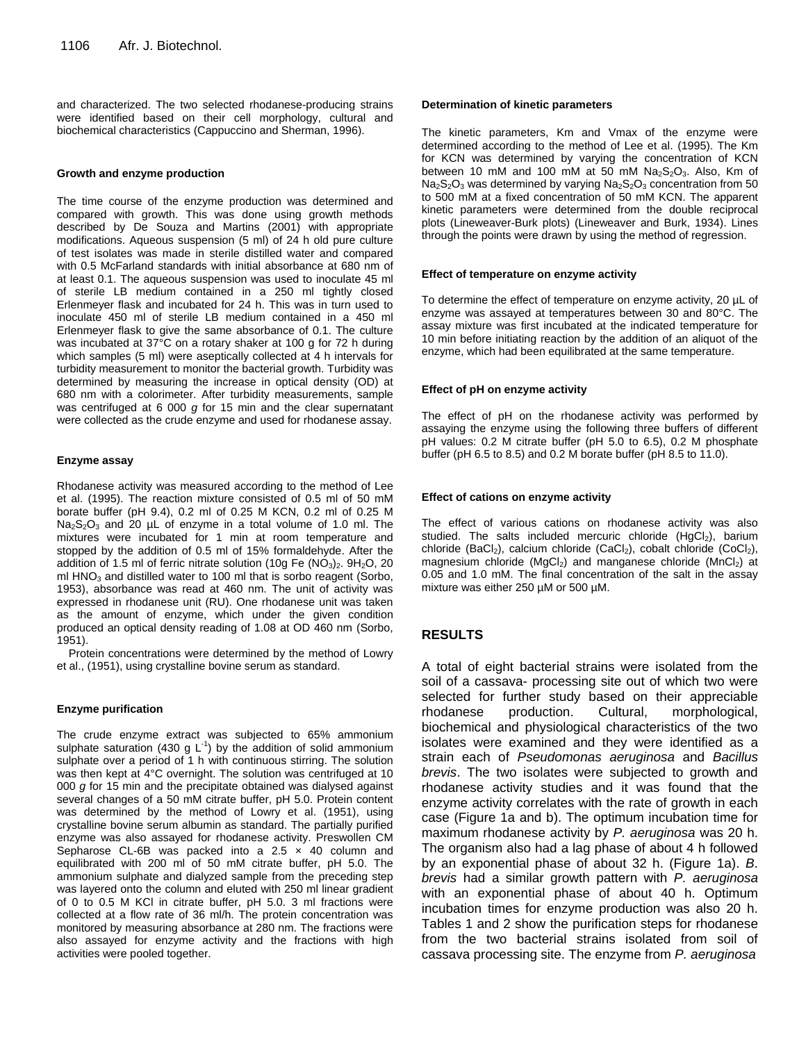and characterized. The two selected rhodanese-producing strains were identified based on their cell morphology, cultural and biochemical characteristics (Cappuccino and Sherman, 1996).

### Growth and enzyme production

The time course of the enzyme production was determined and compared with growth. This was done using growth methods described by De Souza and Martins (2001) with appropriate modifications. Aqueous suspension (5 ml) of 24 h old pure culture of test isolates was made in sterile distilled water and compared with 0.5 McFarland standards with initial absorbance at 680 nm of at least 0.1. The aqueous suspension was used to inoculate 45 ml of sterile LB medium contained in a 250 ml tightly closed Erlenmeyer flask and incubated for 24 h. This was in turn used to inoculate 450 ml of sterile LB medium contained in a 450 ml Erlenmeyer flask to give the same absorbance of 0.1. The culture was incubated at 37°C on a rotary shaker at 100 g for 72 h during which samples (5 ml) were aseptically collected at 4 h intervals for turbidity measurement to monitor the bacterial growth. Turbidity was determined by measuring the increase in optical density (OD) at 680 nm with a colorimeter. After turbidity measurements, sample was centrifuged at 6 000 *g* for 15 min and the clear supernatant were collected as the crude enzyme and used for rhodanese assay.

### Enzyme assay

Rhodanese activity was measured according to the method of Lee et al. (1995). The reaction mixture consisted of 0.5 ml of 50 mM borate buffer (pH 9.4), 0.2 ml of 0.25 M KCN, 0.2 ml of 0.25 M $Na_2S_2O_3$ and 20 µL of enzyme in a total volume of 1.0 ml. The mixtures were incubated for 1 min at room temperature and stopped by the addition of 0.5 ml of 15% formaldehyde. After the addition of 1.5 ml of ferric nitrate solution (10g $Fe(NO_3)_2 \cdot 9H_2O$, 20 ml $HNO_3$ and distilled water to 100 ml that is sorbo reagent (Sorbo, 1953), absorbance was read at 460 nm. The unit of activity was expressed in rhodanese unit (RU). One rhodanese unit was taken as the amount of enzyme, which under the given condition produced an optical density reading of 1.08 at OD 460 nm (Sorbo, 1951).

Protein concentrations were determined by the method of Lowry et al., (1951), using crystalline bovine serum as standard.

### Enzyme purification

The crude enzyme extract was subjected to 65% ammonium sulphate saturation (430 g $L^{-1}$) by the addition of solid ammonium sulphate over a period of 1 h with continuous stirring. The solution was then kept at 4°C overnight. The solution was centrifuged at 10 000 *g* for 15 min and the precipitate obtained was dialysed against several changes of a 50 mM citrate buffer, pH 5.0. Protein content was determined by the method of Lowry et al. (1951), using crystalline bovine serum albumin as standard. The partially purified enzyme was also assayed for rhodanese activity. Preswollen CM Sepharose CL-6B was packed into a 2.5 × 40 column and equilibrated with 200 ml of 50 mM citrate buffer, pH 5.0. The ammonium sulphate and dialyzed sample from the preceding step was layered onto the column and eluted with 250 ml linear gradient of 0 to 0.5 M KCl in citrate buffer, pH 5.0. 3 ml fractions were collected at a flow rate of 36 ml/h. The protein concentration was monitored by measuring absorbance at 280 nm. The fractions were also assayed for enzyme activity and the fractions with high activities were pooled together.

### Determination of kinetic parameters

The kinetic parameters, Km and Vmax of the enzyme were determined according to the method of Lee et al. (1995). The Km for KCN was determined by varying the concentration of KCN between 10 mM and 100 mM at 50 mM $Na_2S_2O_3$. Also, Km of $Na_2S_2O_3$ was determined by varying $Na_2S_2O_3$ concentration from 50 to 500 mM at a fixed concentration of 50 mM KCN. The apparent kinetic parameters were determined from the double reciprocal plots (Lineweaver-Burk plots) (Lineweaver and Burk, 1934). Lines through the points were drawn by using the method of regression.

### Effect of temperature on enzyme activity

To determine the effect of temperature on enzyme activity, 20 µL of enzyme was assayed at temperatures between 30 and 80°C. The assay mixture was first incubated at the indicated temperature for 10 min before initiating reaction by the addition of an aliquot of the enzyme, which had been equilibrated at the same temperature.

### Effect of pH on enzyme activity

The effect of pH on the rhodanese activity was performed by assaying the enzyme using the following three buffers of different pH values: 0.2 M citrate buffer (pH 5.0 to 6.5), 0.2 M phosphate buffer (pH 6.5 to 8.5) and 0.2 M borate buffer (pH 8.5 to 11.0).

### Effect of cations on enzyme activity

The effect of various cations on rhodanese activity was also studied. The salts included mercuric chloride ($HgCl_2$), barium chloride ($BaCl_2$), calcium chloride ($CaCl_2$), cobalt chloride ($CoCl_2$), magnesium chloride ($MgCl_2$) and manganese chloride ($MnCl_2$) at 0.05 and 1.0 mM. The final concentration of the salt in the assay mixture was either 250 µM or 500 µM.

## RESULTS

A total of eight bacterial strains were isolated from the soil of a cassava- processing site out of which two were selected for further study based on their appreciable rhodanese production. Cultural, morphological, biochemical and physiological characteristics of the two isolates were examined and they were identified as a strain each of *Pseudomonas aeruginosa* and *Bacillus brevis*. The two isolates were subjected to growth and rhodanese activity studies and it was found that the enzyme activity correlates with the rate of growth in each case (Figure 1a and b). The optimum incubation time for maximum rhodanese activity by *P. aeruginosa* was 20 h. The organism also had a lag phase of about 4 h followed by an exponential phase of about 32 h. (Figure 1a). *B. brevis* had a similar growth pattern with *P. aeruginosa* with an exponential phase of about 40 h. Optimum incubation times for enzyme production was also 20 h. Tables 1 and 2 show the purification steps for rhodanese from the two bacterial strains isolated from soil of cassava processing site. The enzyme from *P. aeruginosa*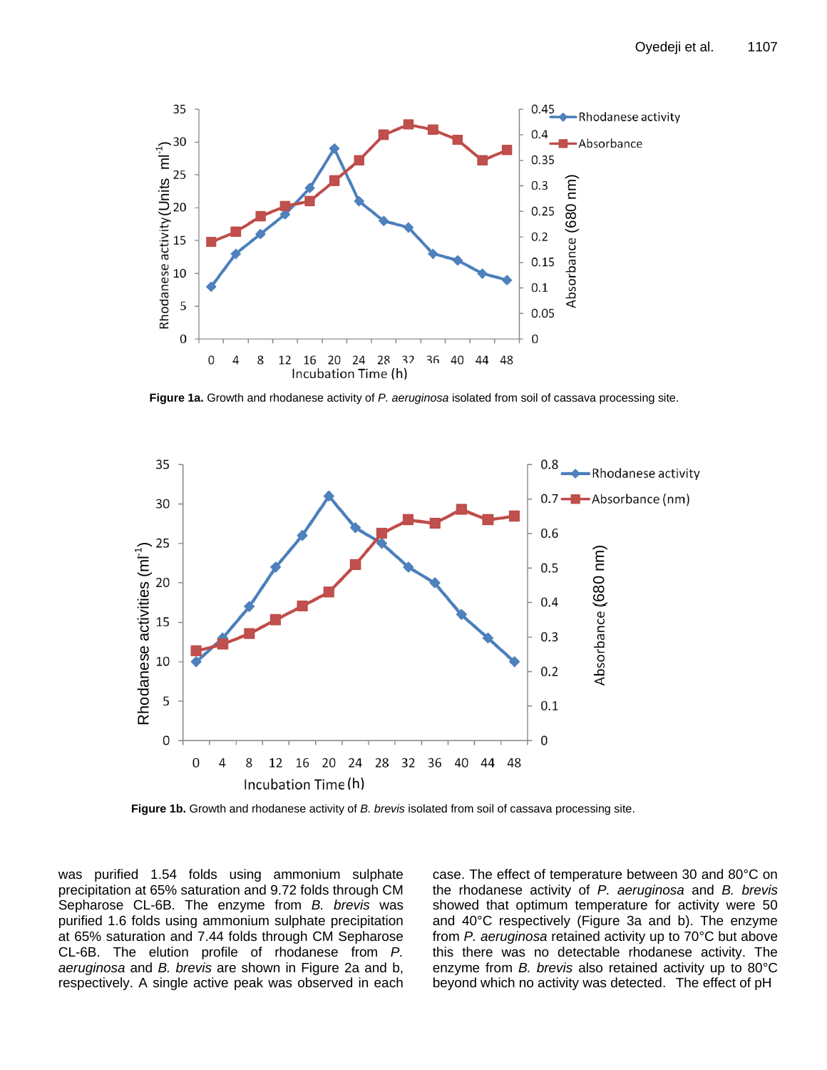**Figure 1a.** Growth and rhodanese activity of *P. aeruginosa* isolated from soil of cassava processing site.

**Figure 1b.** Growth and rhodanese activity of *B. brevis* isolated from soil of cassava processing site.

was purified 1.54 folds using ammonium sulphate precipitation at 65% saturation and 9.72 folds through CM Sepharose CL-6B. The enzyme from *B. brevis* was purified 1.6 folds using ammonium sulphate precipitation at 65% saturation and 7.44 folds through CM Sepharose CL-6B. The elution profile of rhodanese from *P. aeruginosa* and *B. brevis* are shown in Figure 2a and b, respectively. A single active peak was observed in each case. The effect of temperature between 30 and 80°C on the rhodanese activity of *P. aeruginosa* and *B. brevis* showed that optimum temperature for activity were 50 and 40°C respectively (Figure 3a and b). The enzyme from *P. aeruginosa* retained activity up to 70°C but above this there was no detectable rhodanese activity. The enzyme from *B. brevis* also retained activity up to 80°C beyond which no activity was detected. The effect of pH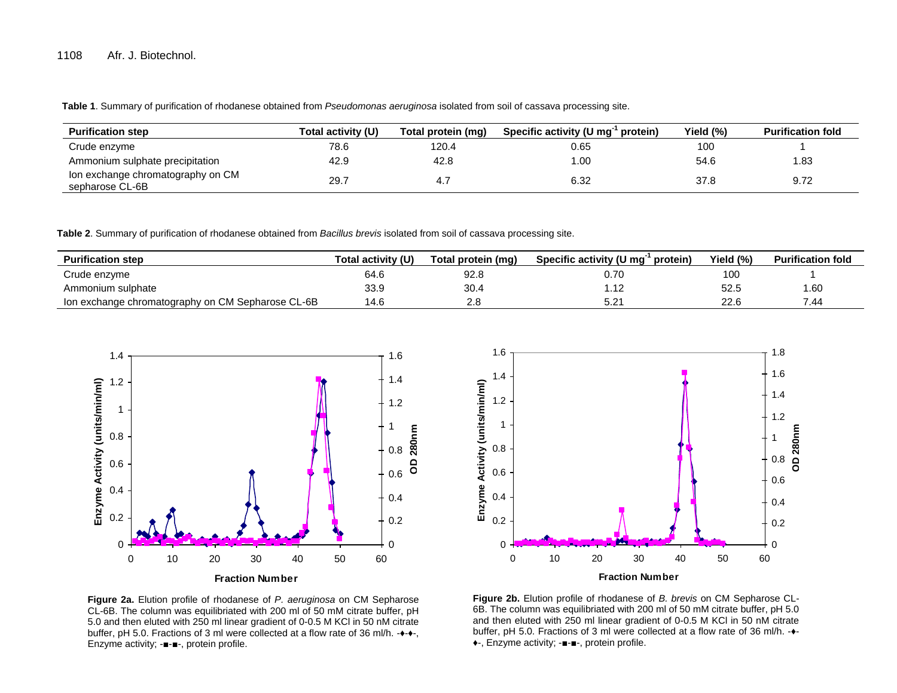**Table 1**. Summary of purification of rhodanese obtained from *Pseudomonas aeruginosa* isolated from soil of cassava processing site.

| Purification step | Total activity (U) | Total protein (mg) | Specific activity (U $mg^{-1}$ protein) | Yield (%) | Purification fold |
|---|---|---|---|---|---|
| Crude enzyme | 78.6 | 120.4 | 0.65 | 100 | 1 |
| Ammonium sulphate precipitation | 42.9 | 42.8 | 1.00 | 54.6 | 1.83 |
| Ion exchange chromatography on CM sepharose CL-6B | 29.7 | 4.7 | 6.32 | 37.8 | 9.72 |

**Table 2**. Summary of purification of rhodanese obtained from *Bacillus brevis* isolated from soil of cassava processing site.

| Purification step | Total activity (U) | Total protein (mg) | Specific activity (U $mg^{-1}$ protein) | Yield (%) | Purification fold |
|---|---|---|---|---|---|
| Crude enzyme | 64.6 | 92.8 | 0.70 | 100 | 1 |
| Ammonium sulphate | 33.9 | 30.4 | 1.12 | 52.5 | 1.60 |
| Ion exchange chromatography on CM Sepharose CL-6B | 14.6 | 2.8 | 5.21 | 22.6 | 7.44 |

**Figure 2a.** Elution profile of rhodanese of *P. aeruginosa* on CM Sepharose CL-6B. The column was equilibriated with 200 ml of 50 mM citrate buffer, pH 5.0 and then eluted with 250 ml linear gradient of 0-0.5 M KCl in 50 nM citrate buffer, pH 5.0. Fractions of 3 ml were collected at a flow rate of 36 ml/h. -♦-♦-, Enzyme activity; -■-■-, protein profile.

**Figure 2b.** Elution profile of rhodanese of *B. brevis* on CM Sepharose CL-6B. The column was equilibriated with 200 ml of 50 mM citrate buffer, pH 5.0 and then eluted with 250 ml linear gradient of 0-0.5 M KCl in 50 nM citrate buffer, pH 5.0. Fractions of 3 ml were collected at a flow rate of 36 ml/h. -♦-♦-, Enzyme activity; -■-■-, protein profile.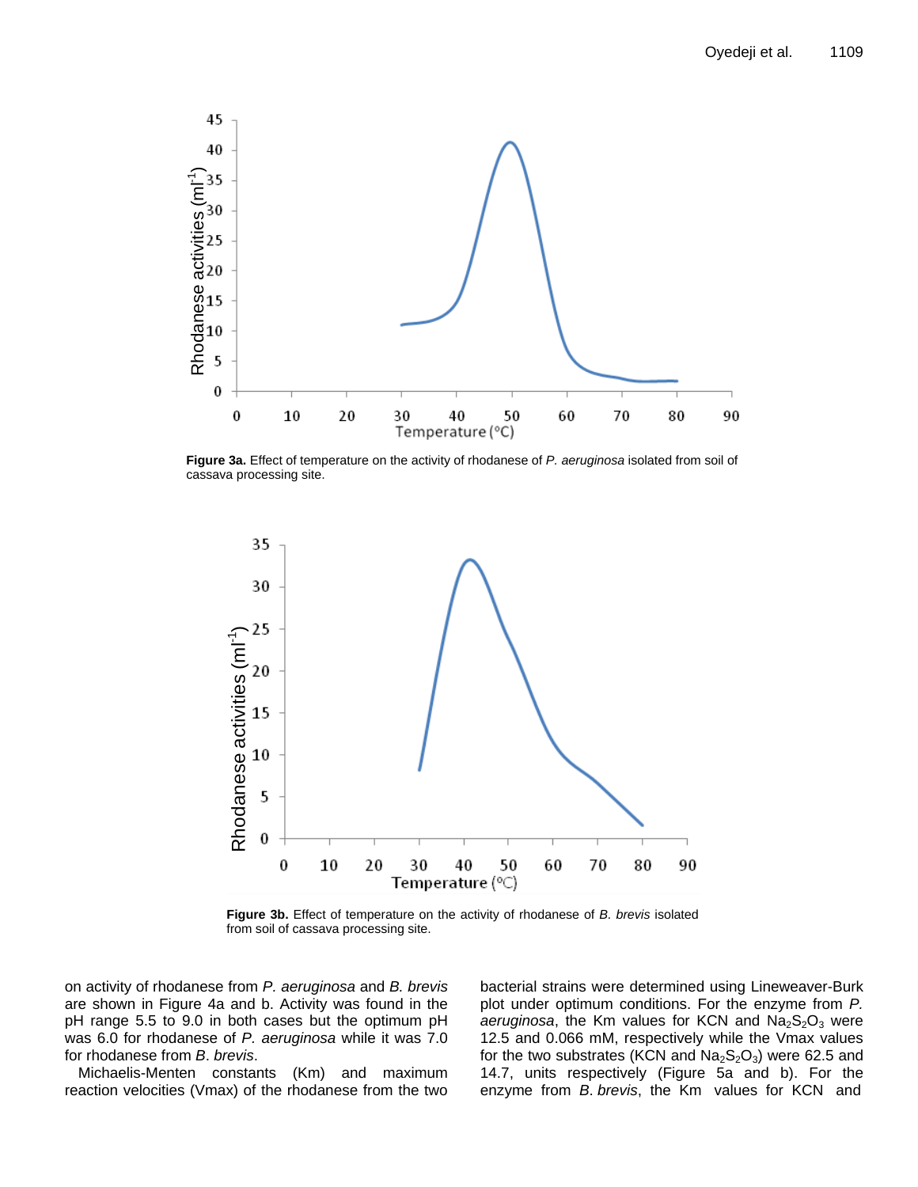Figure 3a. Effect of temperature on the activity of rhodanese of *P. aeruginosa* isolated from soil of cassava processing site.

Figure 3b. Effect of temperature on the activity of rhodanese of *B. brevis* isolated from soil of cassava processing site.

on activity of rhodanese from *P. aeruginosa* and *B. brevis* are shown in Figure 4a and b. Activity was found in the pH range 5.5 to 9.0 in both cases but the optimum pH was 6.0 for rhodanese of *P. aeruginosa* while it was 7.0 for rhodanese from *B. brevis*.

Michaelis-Menten constants (Km) and maximum reaction velocities (Vmax) of the rhodanese from the two bacterial strains were determined using Lineweaver-Burk plot under optimum conditions. For the enzyme from *P. aeruginosa*, the Km values for KCN and $Na_2S_2O_3$ were 12.5 and 0.066 mM, respectively while the Vmax values for the two substrates (KCN and $Na_2S_2O_3$) were 62.5 and 14.7, units respectively (Figure 5a and b). For the enzyme from *B. brevis*, the Km values for KCN and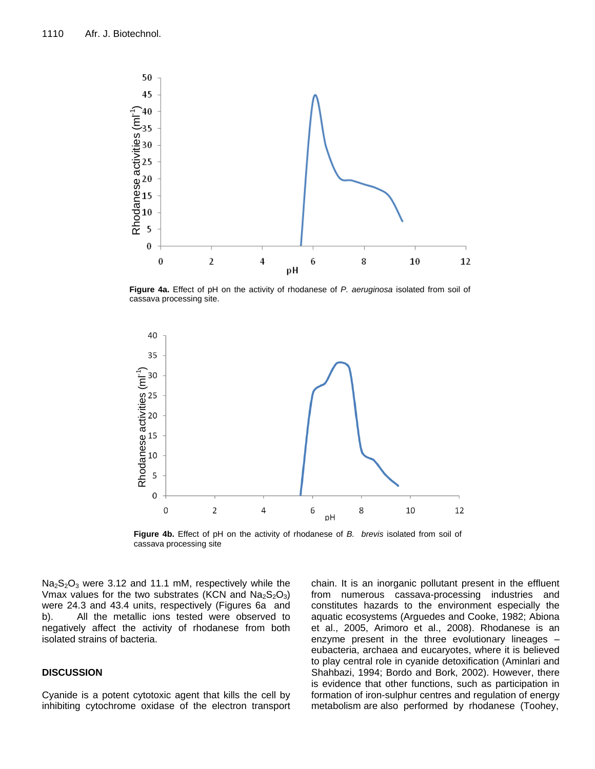**Figure 4a.** Effect of pH on the activity of rhodanese of *P. aeruginosa* isolated from soil of cassava processing site.

**Figure 4b.** Effect of pH on the activity of rhodanese of *B. brevis* isolated from soil of cassava processing site

$Na_2S_2O_3$ were 3.12 and 11.1 mM, respectively while the Vmax values for the two substrates (KCN and $Na_2S_2O_3$) were 24.3 and 43.4 units, respectively (Figures 6a and b). All the metallic ions tested were observed to negatively affect the activity of rhodanese from both isolated strains of bacteria.

## DISCUSSION

Cyanide is a potent cytotoxic agent that kills the cell by inhibiting cytochrome oxidase of the electron transport chain. It is an inorganic pollutant present in the effluent from numerous cassava-processing industries and constitutes hazards to the environment especially the aquatic ecosystems (Arguedes and Cooke, 1982; Abiona et al., 2005, Arimoro et al., 2008). Rhodanese is an enzyme present in the three evolutionary lineages – eubacteria, archaea and eucaryotes, where it is believed to play central role in cyanide detoxification (Aminlari and Shahbazi, 1994; Bordo and Bork, 2002). However, there is evidence that other functions, such as participation in formation of iron-sulphur centres and regulation of energy metabolism are also performed by rhodanese (Toohey,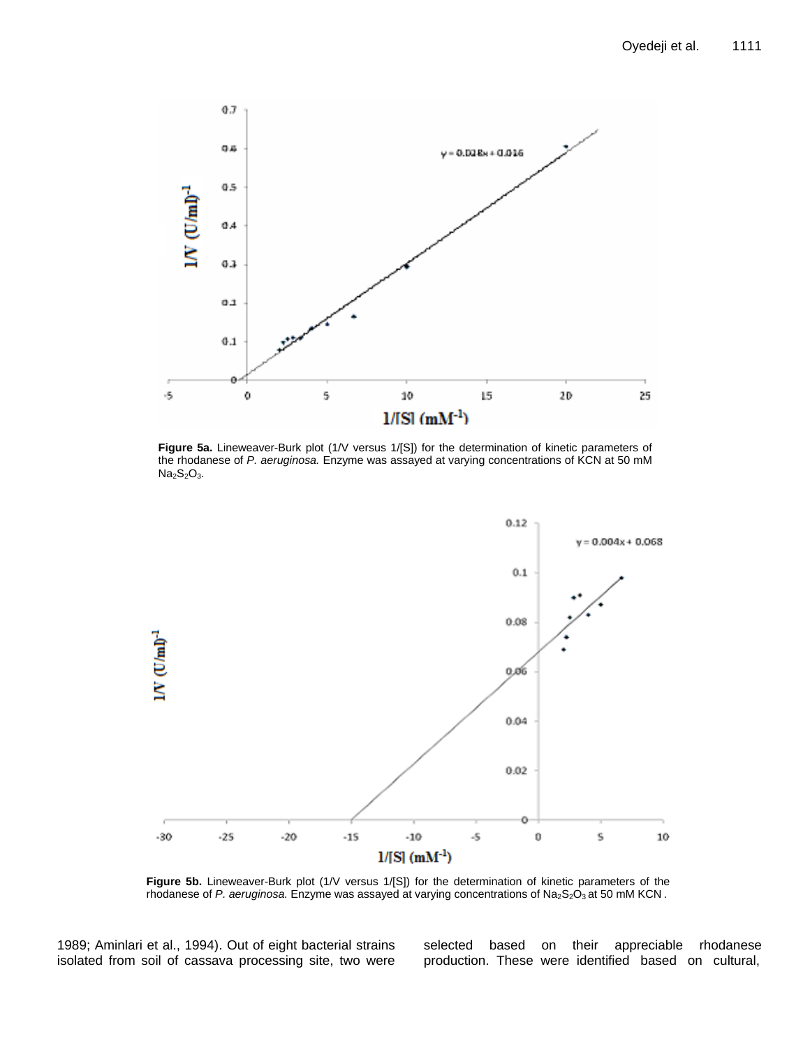Figure 5a. Lineweaver-Burk plot (1/V versus 1/[S]) for the determination of kinetic parameters of the rhodanese of *P. aeruginosa.* Enzyme was assayed at varying concentrations of KCN at 50 mM $Na_2S_2O_3$.

Figure 5b. Lineweaver-Burk plot (1/V versus 1/[S]) for the determination of kinetic parameters of the rhodanese of *P. aeruginosa.* Enzyme was assayed at varying concentrations of $Na_2S_2O_3$ at 50 mM KCN .

1989; Aminlari et al., 1994). Out of eight bacterial strains isolated from soil of cassava processing site, two were selected based on their appreciable rhodanese production. These were identified based on cultural,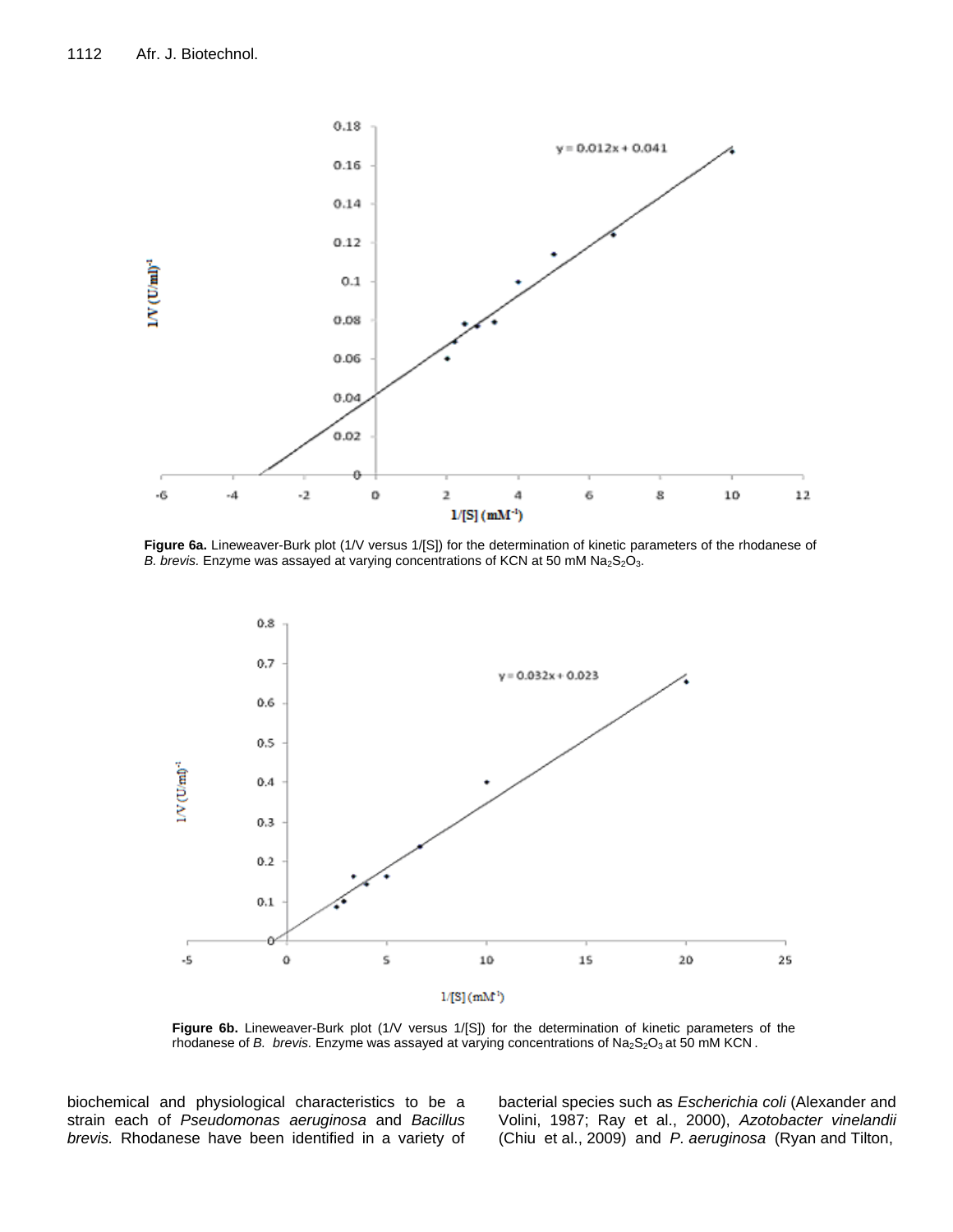**Figure 6a.** Lineweaver-Burk plot (1/V versus 1/[S]) for the determination of kinetic parameters of the rhodanese of *B. brevis.* Enzyme was assayed at varying concentrations of KCN at 50 mM $Na_2S_2O_3$.

**Figure 6b.** Lineweaver-Burk plot (1/V versus 1/[S]) for the determination of kinetic parameters of the rhodanese of *B. brevis.* Enzyme was assayed at varying concentrations of $Na_2S_2O_3$ at 50 mM KCN.

biochemical and physiological characteristics to be a strain each of *Pseudomonas aeruginosa* and *Bacillus brevis.* Rhodanese have been identified in a variety of bacterial species such as *Escherichia coli* (Alexander and Volini, 1987; Ray et al., 2000), *Azotobacter vinelandii* (Chiu et al., 2009) and *P. aeruginosa* (Ryan and Tilton,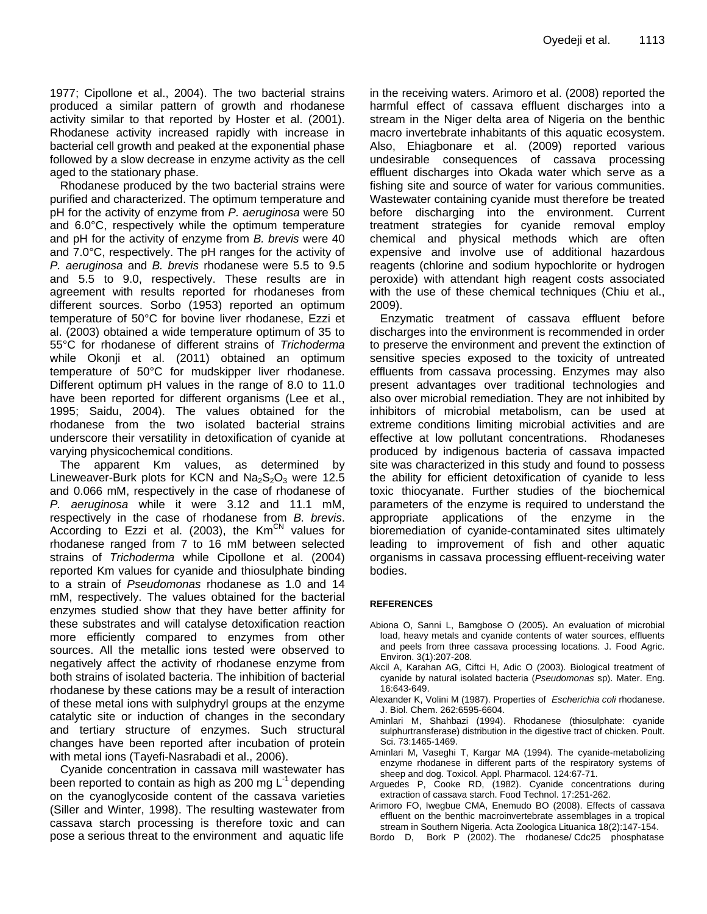1977; Cipollone et al., 2004). The two bacterial strains produced a similar pattern of growth and rhodanese activity similar to that reported by Hoster et al. (2001). Rhodanese activity increased rapidly with increase in bacterial cell growth and peaked at the exponential phase followed by a slow decrease in enzyme activity as the cell aged to the stationary phase.

Rhodanese produced by the two bacterial strains were purified and characterized. The optimum temperature and pH for the activity of enzyme from *P. aeruginosa* were 50 and 6.0°C, respectively while the optimum temperature and pH for the activity of enzyme from *B. brevis* were 40 and 7.0°C, respectively. The pH ranges for the activity of *P. aeruginosa* and *B. brevis* rhodanese were 5.5 to 9.5 and 5.5 to 9.0, respectively. These results are in agreement with results reported for rhodaneses from different sources. Sorbo (1953) reported an optimum temperature of 50°C for bovine liver rhodanese, Ezzi et al. (2003) obtained a wide temperature optimum of 35 to 55°C for rhodanese of different strains of *Trichoderma* while Okonji et al. (2011) obtained an optimum temperature of 50°C for mudskipper liver rhodanese. Different optimum pH values in the range of 8.0 to 11.0 have been reported for different organisms (Lee et al., 1995; Saidu, 2004). The values obtained for the rhodanese from the two isolated bacterial strains underscore their versatility in detoxification of cyanide at varying physicochemical conditions.

The apparent Km values, as determined by Lineweaver-Burk plots for KCN and $Na_2S_2O_3$ were 12.5 and 0.066 mM, respectively in the case of rhodanese of *P. aeruginosa* while it were 3.12 and 11.1 mM, respectively in the case of rhodanese from *B. brevis*. According to Ezzi et al. (2003), the $Km^{CN}$ values for rhodanese ranged from 7 to 16 mM between selected strains of *Trichoderma* while Cipollone et al. (2004) reported Km values for cyanide and thiosulphate binding to a strain of *Pseudomonas* rhodanese as 1.0 and 14 mM, respectively. The values obtained for the bacterial enzymes studied show that they have better affinity for these substrates and will catalyse detoxification reaction more efficiently compared to enzymes from other sources. All the metallic ions tested were observed to negatively affect the activity of rhodanese enzyme from both strains of isolated bacteria. The inhibition of bacterial rhodanese by these cations may be a result of interaction of these metal ions with sulphydryl groups at the enzyme catalytic site or induction of changes in the secondary and tertiary structure of enzymes. Such structural changes have been reported after incubation of protein with metal ions (Tayefi-Nasrabadi et al., 2006).

Cyanide concentration in cassava mill wastewater has been reported to contain as high as 200 mg $L^{-1}$ depending on the cyanoglycoside content of the cassava varieties (Siller and Winter, 1998). The resulting wastewater from cassava starch processing is therefore toxic and can pose a serious threat to the environment and aquatic life in the receiving waters. Arimoro et al. (2008) reported the harmful effect of cassava effluent discharges into a stream in the Niger delta area of Nigeria on the benthic macro invertebrate inhabitants of this aquatic ecosystem. Also, Ehiagbonare et al. (2009) reported various undesirable consequences of cassava processing effluent discharges into Okada water which serve as a fishing site and source of water for various communities. Wastewater containing cyanide must therefore be treated before discharging into the environment. Current treatment strategies for cyanide removal employ chemical and physical methods which are often expensive and involve use of additional hazardous reagents (chlorine and sodium hypochlorite or hydrogen peroxide) with attendant high reagent costs associated with the use of these chemical techniques (Chiu et al., 2009).

Enzymatic treatment of cassava effluent before discharges into the environment is recommended in order to preserve the environment and prevent the extinction of sensitive species exposed to the toxicity of untreated effluents from cassava processing. Enzymes may also present advantages over traditional technologies and also over microbial remediation. They are not inhibited by inhibitors of microbial metabolism, can be used at extreme conditions limiting microbial activities and are effective at low pollutant concentrations. Rhodaneses produced by indigenous bacteria of cassava impacted site was characterized in this study and found to possess the ability for efficient detoxification of cyanide to less toxic thiocyanate. Further studies of the biochemical parameters of the enzyme is required to understand the appropriate applications of the enzyme in the bioremediation of cyanide-contaminated sites ultimately leading to improvement of fish and other aquatic organisms in cassava processing effluent-receiving water bodies.

## REFERENCES

Abiona O, Sanni L, Bamgbose O (2005). An evaluation of microbial load, heavy metals and cyanide contents of water sources, effluents and peels from three cassava processing locations. J. Food Agric. Environ. 3(1):207-208.

Akcil A, Karahan AG, Ciftci H, Adic O (2003). Biological treatment of cyanide by natural isolated bacteria (*Pseudomonas* sp). Mater. Eng. 16:643-649.

Alexander K, Volini M (1987). Properties of *Escherichia coli* rhodanese. J. Biol. Chem. 262:6595-6604.

Aminlari M, Shahbazi (1994). Rhodanese (thiosulphate: cyanide sulphurtransferase) distribution in the digestive tract of chicken. Poult. Sci. 73:1465-1469.

Aminlari M, Vaseghi T, Kargar MA (1994). The cyanide-metabolizing enzyme rhodanese in different parts of the respiratory systems of sheep and dog. Toxicol. Appl. Pharmacol. 124:67-71.

Arguedes P, Cooke RD, (1982). Cyanide concentrations during extraction of cassava starch. Food Technol. 17:251-262.

Arimoro FO, Iwegbue CMA, Enemudo BO (2008). Effects of cassava effluent on the benthic macroinvertebrate assemblages in a tropical stream in Southern Nigeria. Acta Zoologica Lituanica 18(2):147-154.

Bordo D, Bork P (2002). The rhodanese/ Cdc25 phosphatase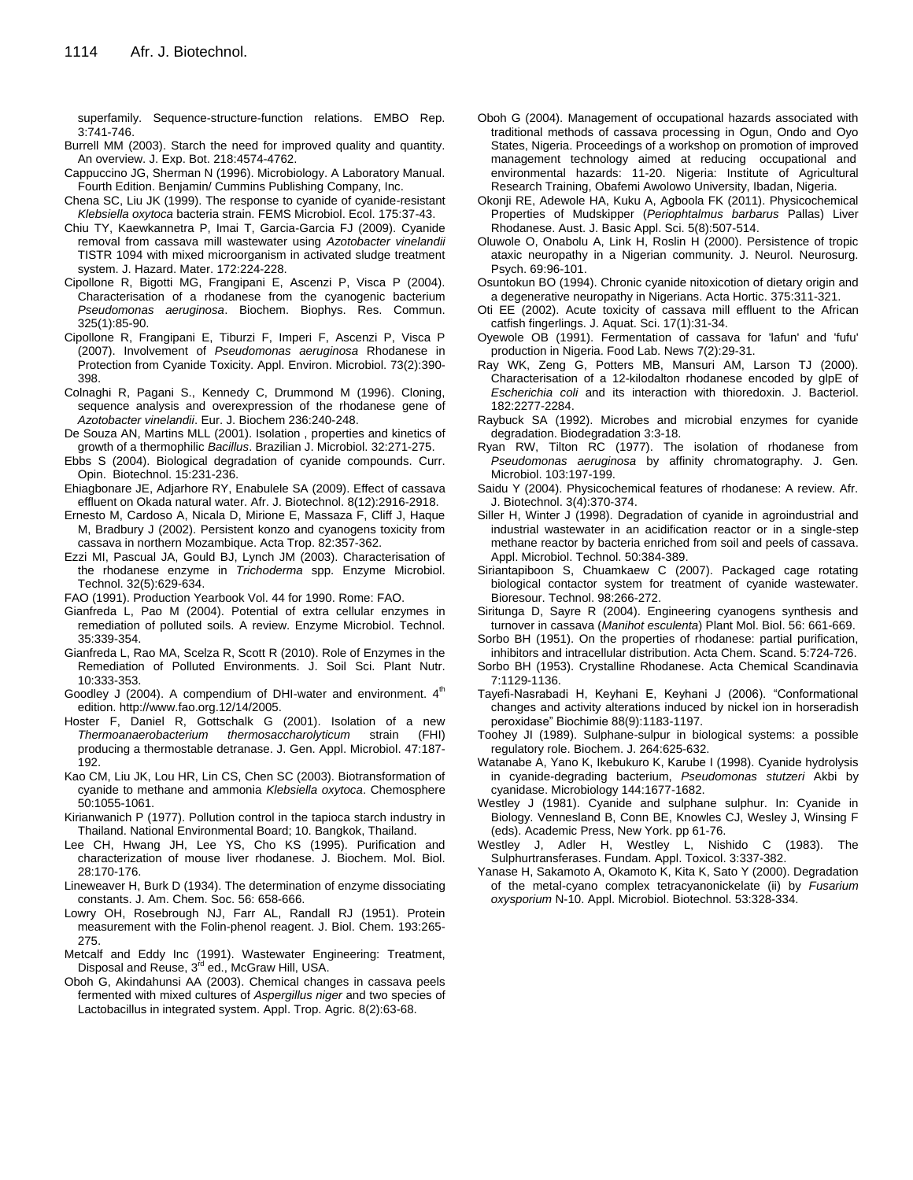superfamily. Sequence-structure-function relations. EMBO Rep. 3:741-746.

Burrell MM (2003). Starch the need for improved quality and quantity. An overview. J. Exp. Bot. 218:4574-4762.

Cappuccino JG, Sherman N (1996). Microbiology. A Laboratory Manual. Fourth Edition. Benjamin/ Cummins Publishing Company, Inc.

Chena SC, Liu JK (1999). The response to cyanide of cyanide-resistant *Klebsiella oxytoca* bacteria strain. FEMS Microbiol. Ecol. 175:37-43.

Chiu TY, Kaewkannetra P, Imai T, Garcia-Garcia FJ (2009). Cyanide removal from cassava mill wastewater using *Azotobacter vinelandii* TISTR 1094 with mixed microorganism in activated sludge treatment system. J. Hazard. Mater. 172:224-228.

Cipollone R, Bigotti MG, Frangipani E, Ascenzi P, Visca P (2004). Characterisation of a rhodanese from the cyanogenic bacterium *Pseudomonas aeruginosa*. Biochem. Biophys. Res. Commun. 325(1):85-90.

Cipollone R, Frangipani E, Tiburzi F, Imperi F, Ascenzi P, Visca P (2007). Involvement of *Pseudomonas aeruginosa* Rhodanese in Protection from Cyanide Toxicity. Appl. Environ. Microbiol. 73(2):390-398.

Colnaghi R, Pagani S., Kennedy C, Drummond M (1996). Cloning, sequence analysis and overexpression of the rhodanese gene of *Azotobacter vinelandii*. Eur. J. Biochem 236:240-248.

De Souza AN, Martins MLL (2001). Isolation , properties and kinetics of growth of a thermophilic *Bacillus*. Brazilian J. Microbiol. 32:271-275.

Ebbs S (2004). Biological degradation of cyanide compounds. Curr. Opin. Biotechnol. 15:231-236.

Ehiagbonare JE, Adjarhore RY, Enabulele SA (2009). Effect of cassava effluent on Okada natural water. Afr. J. Biotechnol. 8(12):2916-2918.

Ernesto M, Cardoso A, Nicala D, Mirione E, Massaza F, Cliff J, Haque M, Bradbury J (2002). Persistent konzo and cyanogens toxicity from cassava in northern Mozambique. Acta Trop. 82:357-362.

Ezzi MI, Pascual JA, Gould BJ, Lynch JM (2003). Characterisation of the rhodanese enzyme in *Trichoderma* spp. Enzyme Microbiol. Technol. 32(5):629-634.

FAO (1991). Production Yearbook Vol. 44 for 1990. Rome: FAO.

Gianfreda L, Pao M (2004). Potential of extra cellular enzymes in remediation of polluted soils. A review. Enzyme Microbiol. Technol. 35:339-354.

Gianfreda L, Rao MA, Scelza R, Scott R (2010). Role of Enzymes in the Remediation of Polluted Environments. J. Soil Sci. Plant Nutr. 10:333-353.

Goodley J (2004). A compendium of DHI-water and environment. 4th edition. http://www.fao.org.12/14/2005.

Hoster F, Daniel R, Gottschalk G (2001). Isolation of a new *Thermoanaerobacterium thermosaccharolyticum* strain (FHI) producing a thermostable detranase. J. Gen. Appl. Microbiol. 47:187-192.

Kao CM, Liu JK, Lou HR, Lin CS, Chen SC (2003). Biotransformation of cyanide to methane and ammonia *Klebsiella oxytoca*. Chemosphere 50:1055-1061.

Kirianwanich P (1977). Pollution control in the tapioca starch industry in Thailand. National Environmental Board; 10. Bangkok, Thailand.

Lee CH, Hwang JH, Lee YS, Cho KS (1995). Purification and characterization of mouse liver rhodanese. J. Biochem. Mol. Biol. 28:170-176.

Lineweaver H, Burk D (1934). The determination of enzyme dissociating constants. J. Am. Chem. Soc. 56: 658-666.

Lowry OH, Rosebrough NJ, Farr AL, Randall RJ (1951). Protein measurement with the Folin-phenol reagent. J. Biol. Chem. 193:265-275.

Metcalf and Eddy Inc (1991). Wastewater Engineering: Treatment, Disposal and Reuse, 3rd ed., McGraw Hill, USA.

Oboh G, Akindahunsi AA (2003). Chemical changes in cassava peels fermented with mixed cultures of *Aspergillus niger* and two species of Lactobacillus in integrated system. Appl. Trop. Agric. 8(2):63-68.

Oboh G (2004). Management of occupational hazards associated with traditional methods of cassava processing in Ogun, Ondo and Oyo States, Nigeria. Proceedings of a workshop on promotion of improved management technology aimed at reducing occupational and environmental hazards: 11-20. Nigeria: Institute of Agricultural Research Training, Obafemi Awolowo University, Ibadan, Nigeria.

Okonji RE, Adewole HA, Kuku A, Agboola FK (2011). Physicochemical Properties of Mudskipper (*Periophtalmus barbarus* Pallas) Liver Rhodanese. Aust. J. Basic Appl. Sci. 5(8):507-514.

Oluwole O, Onabolu A, Link H, Roslin H (2000). Persistence of tropic ataxic neuropathy in a Nigerian community. J. Neurol. Neurosurg. Psych. 69:96-101.

Osuntokun BO (1994). Chronic cyanide nitoxicotion of dietary origin and a degenerative neuropathy in Nigerians. Acta Hortic. 375:311-321.

Oti EE (2002). Acute toxicity of cassava mill effluent to the African catfish fingerlings. J. Aquat. Sci. 17(1):31-34.

Oyewole OB (1991). Fermentation of cassava for 'lafun' and 'fufu' production in Nigeria. Food Lab. News 7(2):29-31.

Ray WK, Zeng G, Potters MB, Mansuri AM, Larson TJ (2000). Characterisation of a 12-kilodalton rhodanese encoded by glpE of *Escherichia coli* and its interaction with thioredoxin. J. Bacteriol. 182:2277-2284.

Raybuck SA (1992). Microbes and microbial enzymes for cyanide degradation. Biodegradation 3:3-18.

Ryan RW, Tilton RC (1977). The isolation of rhodanese from *Pseudomonas aeruginosa* by affinity chromatography. J. Gen. Microbiol. 103:197-199.

Saidu Y (2004). Physicochemical features of rhodanese: A review. Afr. J. Biotechnol. 3(4):370-374.

Siller H, Winter J (1998). Degradation of cyanide in agroindustrial and industrial wastewater in an acidification reactor or in a single-step methane reactor by bacteria enriched from soil and peels of cassava. Appl. Microbiol. Technol. 50:384-389.

Siriantapiboon S, Chuamkaew C (2007). Packaged cage rotating biological contactor system for treatment of cyanide wastewater. Bioresour. Technol. 98:266-272.

Siritunga D, Sayre R (2004). Engineering cyanogens synthesis and turnover in cassava (*Manihot esculenta*) Plant Mol. Biol. 56: 661-669.

Sorbo BH (1951). On the properties of rhodanese: partial purification, inhibitors and intracellular distribution. Acta Chem. Scand. 5:724-726.

Sorbo BH (1953). Crystalline Rhodanese. Acta Chemical Scandinavia 7:1129-1136.

Tayefi-Nasrabadi H, Keyhani E, Keyhani J (2006). "Conformational changes and activity alterations induced by nickel ion in horseradish peroxidase" Biochimie 88(9):1183-1197.

Toohey JI (1989). Sulphane-sulpur in biological systems: a possible regulatory role. Biochem. J. 264:625-632.

Watanabe A, Yano K, Ikebukuro K, Karube I (1998). Cyanide hydrolysis in cyanide-degrading bacterium, *Pseudomonas stutzeri* Akbi by cyanidase. Microbiology 144:1677-1682.

Westley J (1981). Cyanide and sulphane sulphur. In: Cyanide in Biology. Vennesland B, Conn BE, Knowles CJ, Wesley J, Winsing F (eds). Academic Press, New York. pp 61-76.

Westley J, Adler H, Westley L, Nishido C (1983). The Sulphurtransferases. Fundam. Appl. Toxicol. 3:337-382.

Yanase H, Sakamoto A, Okamoto K, Kita K, Sato Y (2000). Degradation of the metal-cyano complex tetracyanonickelate (ii) by *Fusarium oxysporium* N-10. Appl. Microbiol. Biotechnol. 53:328-334.